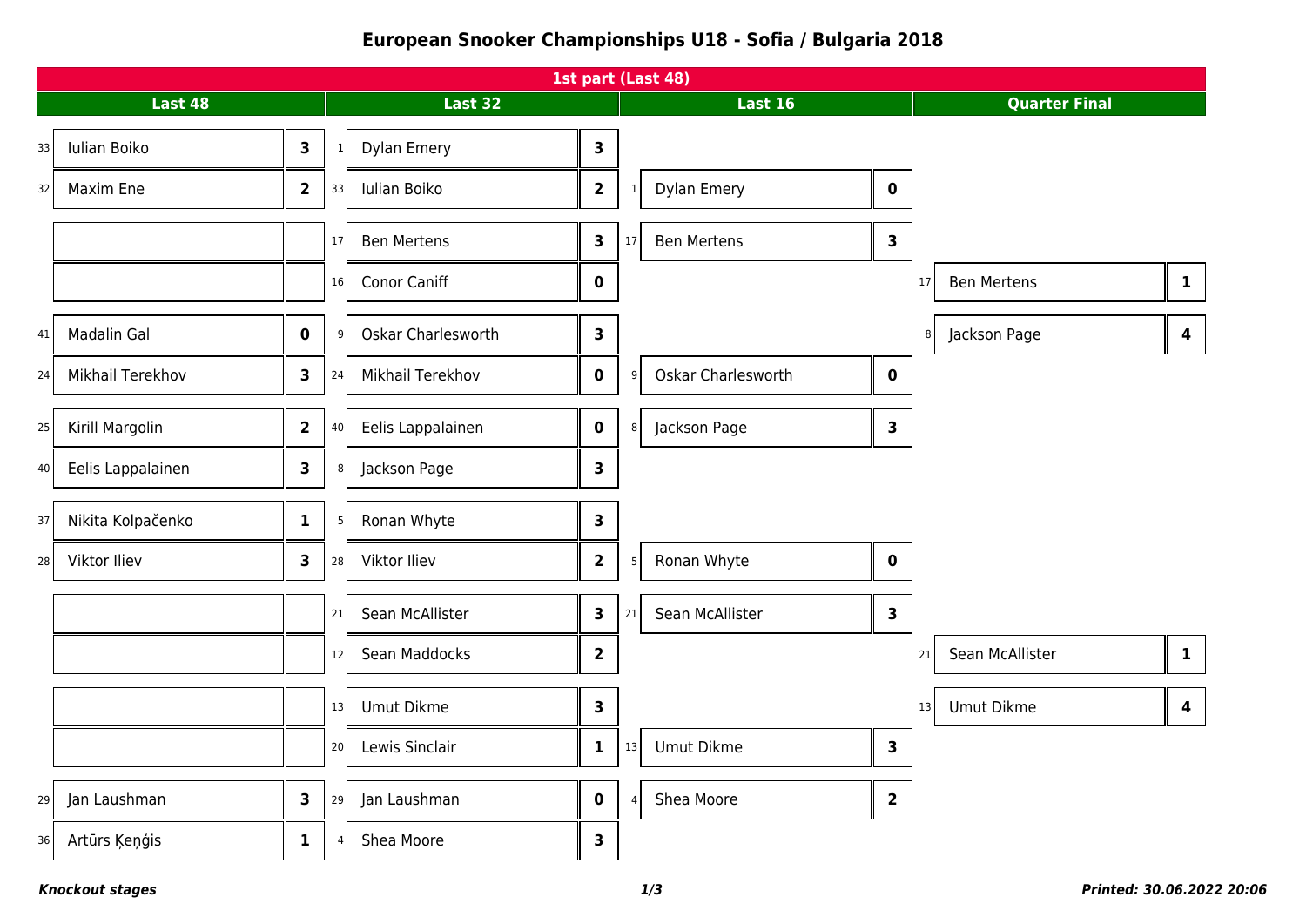# European Snooker Championships U18 - Sofia / Bulgaria 2018

## 1st part (Last 48)

### Last 48

| Seed | Player | Score |
|---|---|---|
| 33 | Iulian Boiko | 3 |
| 32 | Maxim Ene | 2 |
| 41 | Madalin Gal | 0 |
| 24 | Mikhail Terekhov | 3 |
| 25 | Kirill Margolin | 2 |
| 40 | Eelis Lappalainen | 3 |
| 37 | Nikita Kolpačenko | 1 |
| 28 | Viktor Iliev | 3 |
| 29 | Jan Laushman | 3 |
| 36 | Artūrs Ķeņģis | 1 |

### Last 32

| Seed | Player | Score |
|---|---|---|
| 1 | Dylan Emery | 3 |
| 33 | Iulian Boiko | 2 |
| 17 | Ben Mertens | 3 |
| 16 | Conor Caniff | 0 |
| 9 | Oskar Charlesworth | 3 |
| 24 | Mikhail Terekhov | 0 |
| 40 | Eelis Lappalainen | 0 |
| 8 | Jackson Page | 3 |
| 5 | Ronan Whyte | 3 |
| 28 | Viktor Iliev | 2 |
| 21 | Sean McAllister | 3 |
| 12 | Sean Maddocks | 2 |
| 13 | Umut Dikme | 3 |
| 20 | Lewis Sinclair | 1 |
| 29 | Jan Laushman | 0 |
| 4 | Shea Moore | 3 |

### Last 16

| Seed | Player | Score |
|---|---|---|
| 1 | Dylan Emery | 0 |
| 17 | Ben Mertens | 3 |
| 9 | Oskar Charlesworth | 0 |
| 8 | Jackson Page | 3 |
| 5 | Ronan Whyte | 0 |
| 21 | Sean McAllister | 3 |
| 13 | Umut Dikme | 3 |
| 4 | Shea Moore | 2 |

### Quarter Final

| Seed | Player | Score |
|---|---|---|
| 17 | Ben Mertens | 1 |
| 8 | Jackson Page | 4 |
| 21 | Sean McAllister | 1 |
| 13 | Umut Dikme | 4 |

***Knockout stages***

***Printed: 30.06.2022 20:06***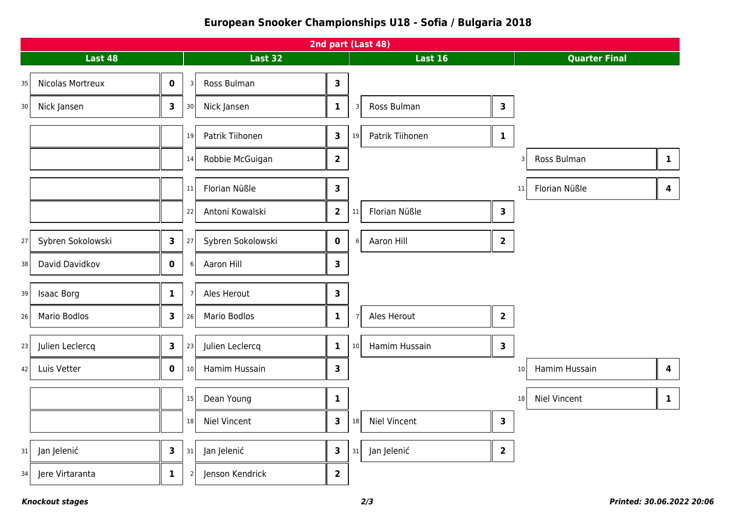# European Snooker Championships U18 - Sofia / Bulgaria 2018

## 2nd part (Last 48)

### Last 48

| Seed | Player | Score |
|---|---|---|
| 35 | Nicolas Mortreux | 0 |
| 30 | Nick Jansen | 3 |
| | | |
| | | |
| | | |
| | | |
| 27 | Sybren Sokolowski | 3 |
| 38 | David Davidkov | 0 |
| 39 | Isaac Borg | 1 |
| 26 | Mario Bodlos | 3 |
| 23 | Julien Leclercq | 3 |
| 42 | Luis Vetter | 0 |
| | | |
| | | |
| 31 | Jan Jelenić | 3 |
| 34 | Jere Virtaranta | 1 |

### Last 32

| Seed | Player | Score |
|---|---|---|
| 3 | Ross Bulman | 3 |
| 30 | Nick Jansen | 1 |
| 19 | Patrik Tiihonen | 3 |
| 14 | Robbie McGuigan | 2 |
| 11 | Florian Nüßle | 3 |
| 22 | Antoni Kowalski | 2 |
| 27 | Sybren Sokolowski | 0 |
| 6 | Aaron Hill | 3 |
| 7 | Ales Herout | 3 |
| 26 | Mario Bodlos | 1 |
| 23 | Julien Leclercq | 1 |
| 10 | Hamim Hussain | 3 |
| 15 | Dean Young | 1 |
| 18 | Niel Vincent | 3 |
| 31 | Jan Jelenić | 3 |
| 2 | Jenson Kendrick | 2 |

### Last 16

| Seed | Player | Score |
|---|---|---|
| 3 | Ross Bulman | 3 |
| 19 | Patrik Tiihonen | 1 |
| 11 | Florian Nüßle | 3 |
| 6 | Aaron Hill | 2 |
| 7 | Ales Herout | 2 |
| 10 | Hamim Hussain | 3 |
| 18 | Niel Vincent | 3 |
| 31 | Jan Jelenić | 2 |

### Quarter Final

| Seed | Player | Score |
|---|---|---|
| 3 | Ross Bulman | 1 |
| 11 | Florian Nüßle | 4 |
| 10 | Hamim Hussain | 4 |
| 18 | Niel Vincent | 1 |

*Knockout stages*

*Printed: 30.06.2022 20:06*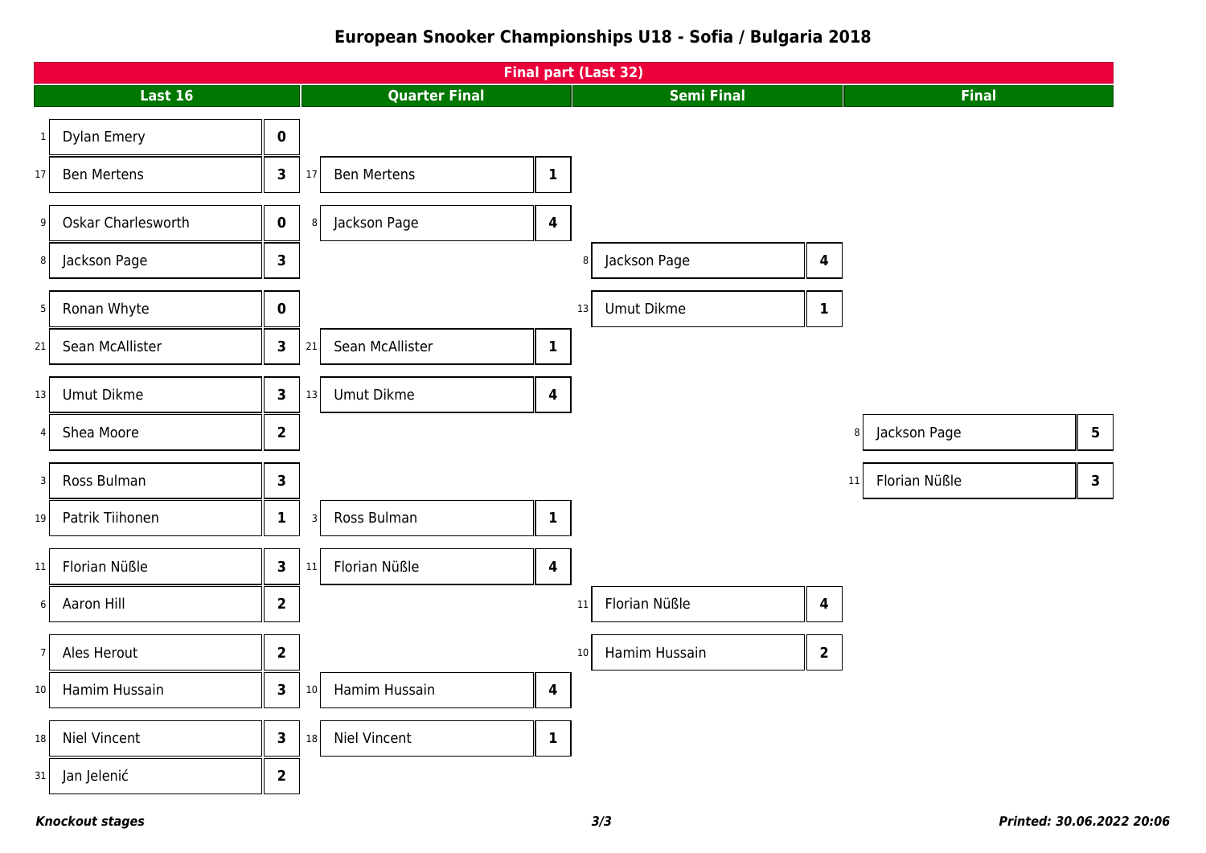# European Snooker Championships U18 - Sofia / Bulgaria 2018

## Final part (Last 32)

### Last 16

| Seed | Player | Score |
| --- | --- | --- |
| 1 | Dylan Emery | 0 |
| 17 | Ben Mertens | 3 |
| 9 | Oskar Charlesworth | 0 |
| 8 | Jackson Page | 3 |
| 5 | Ronan Whyte | 0 |
| 21 | Sean McAllister | 3 |
| 13 | Umut Dikme | 3 |
| 4 | Shea Moore | 2 |
| 3 | Ross Bulman | 3 |
| 19 | Patrik Tiihonen | 1 |
| 11 | Florian Nüßle | 3 |
| 6 | Aaron Hill | 2 |
| 7 | Ales Herout | 2 |
| 10 | Hamim Hussain | 3 |
| 18 | Niel Vincent | 3 |
| 31 | Jan Jelenić | 2 |

### Quarter Final

| Seed | Player | Score |
| --- | --- | --- |
| 17 | Ben Mertens | 1 |
| 8 | Jackson Page | 4 |
| 21 | Sean McAllister | 1 |
| 13 | Umut Dikme | 4 |
| 3 | Ross Bulman | 1 |
| 11 | Florian Nüßle | 4 |
| 10 | Hamim Hussain | 4 |
| 18 | Niel Vincent | 1 |

### Semi Final

| Seed | Player | Score |
| --- | --- | --- |
| 8 | Jackson Page | 4 |
| 13 | Umut Dikme | 1 |
| 11 | Florian Nüßle | 4 |
| 10 | Hamim Hussain | 2 |

### Final

| Seed | Player | Score |
| --- | --- | --- |
| 8 | Jackson Page | 5 |
| 11 | Florian Nüßle | 3 |

***Knockout stages***

***Printed: 30.06.2022 20:06***